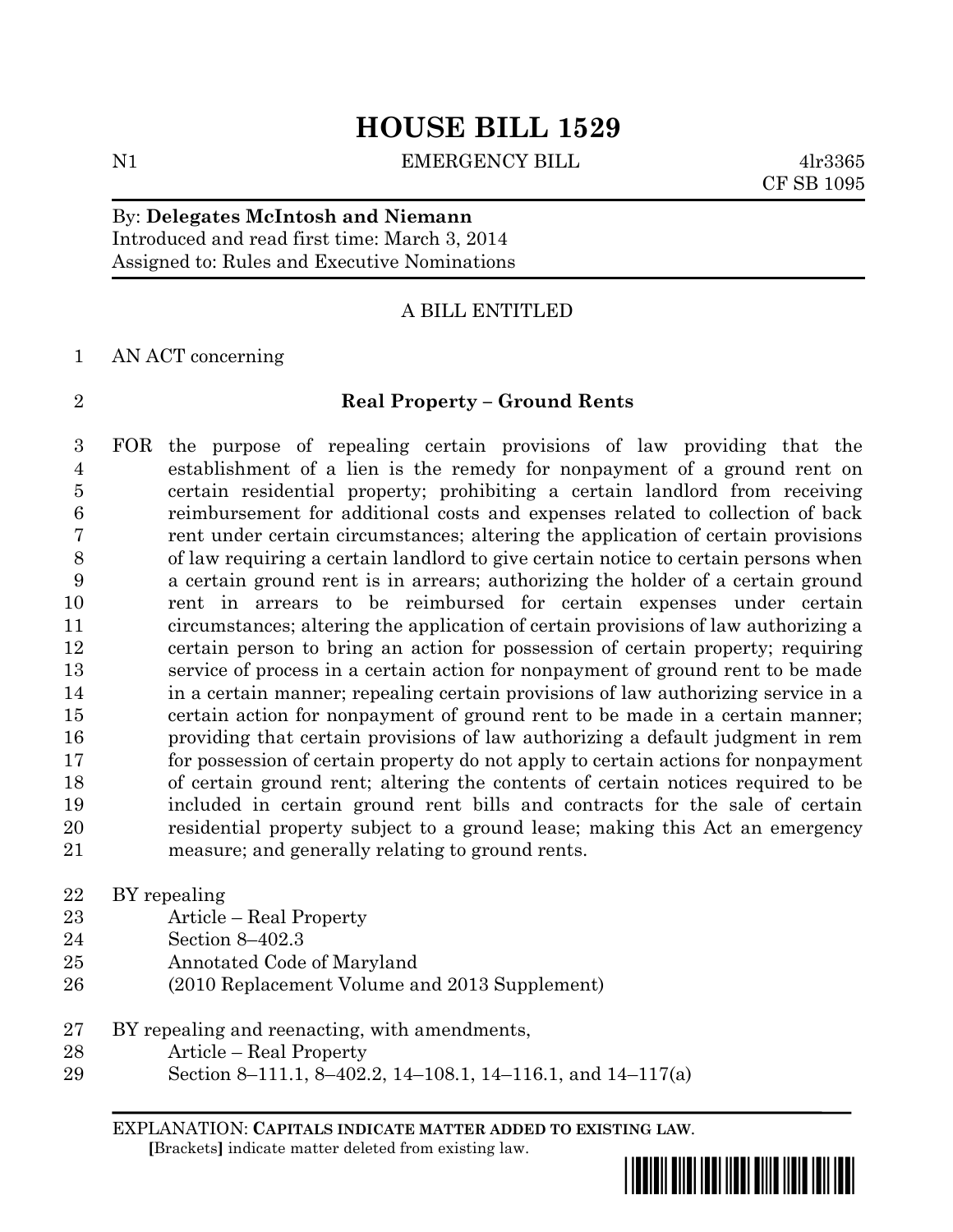# HOUSE BILL 1529

N1 EMERGENCY BILL 4lr3365
CF SB 1095

By: **Delegates McIntosh and Niemann**
Introduced and read first time: March 3, 2014
Assigned to: Rules and Executive Nominations

A BILL ENTITLED

AN ACT concerning

**Real Property – Ground Rents**

FOR the purpose of repealing certain provisions of law providing that the establishment of a lien is the remedy for nonpayment of a ground rent on certain residential property; prohibiting a certain landlord from receiving reimbursement for additional costs and expenses related to collection of back rent under certain circumstances; altering the application of certain provisions of law requiring a certain landlord to give certain notice to certain persons when a certain ground rent is in arrears; authorizing the holder of a certain ground rent in arrears to be reimbursed for certain expenses under certain circumstances; altering the application of certain provisions of law authorizing a certain person to bring an action for possession of certain property; requiring service of process in a certain action for nonpayment of ground rent to be made in a certain manner; repealing certain provisions of law authorizing service in a certain action for nonpayment of ground rent to be made in a certain manner; providing that certain provisions of law authorizing a default judgment in rem for possession of certain property do not apply to certain actions for nonpayment of certain ground rent; altering the contents of certain notices required to be included in certain ground rent bills and contracts for the sale of certain residential property subject to a ground lease; making this Act an emergency measure; and generally relating to ground rents.

BY repealing
Article – Real Property
Section 8–402.3
Annotated Code of Maryland
(2010 Replacement Volume and 2013 Supplement)

BY repealing and reenacting, with amendments,
Article – Real Property
Section 8–111.1, 8–402.2, 14–108.1, 14–116.1, and 14–117(a)

EXPLANATION: **CAPITALS INDICATE MATTER ADDED TO EXISTING LAW**.
**[**Brackets**]** indicate matter deleted from existing law.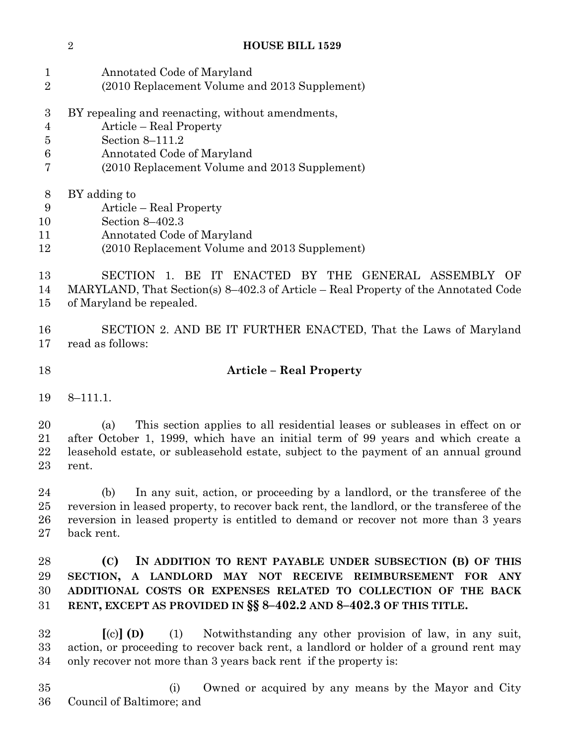Annotated Code of Maryland
(2010 Replacement Volume and 2013 Supplement)

BY repealing and reenacting, without amendments,
Article – Real Property
Section 8–111.2
Annotated Code of Maryland
(2010 Replacement Volume and 2013 Supplement)

BY adding to
Article – Real Property
Section 8–402.3
Annotated Code of Maryland
(2010 Replacement Volume and 2013 Supplement)

SECTION 1. BE IT ENACTED BY THE GENERAL ASSEMBLY OF MARYLAND, That Section(s) 8–402.3 of Article – Real Property of the Annotated Code of Maryland be repealed.

SECTION 2. AND BE IT FURTHER ENACTED, That the Laws of Maryland read as follows:

**Article – Real Property**

8–111.1.

(a) This section applies to all residential leases or subleases in effect on or after October 1, 1999, which have an initial term of 99 years and which create a leasehold estate, or subleasehold estate, subject to the payment of an annual ground rent.

(b) In any suit, action, or proceeding by a landlord, or the transferee of the reversion in leased property, to recover back rent, the landlord, or the transferee of the reversion in leased property is entitled to demand or recover not more than 3 years back rent.

**(C) IN ADDITION TO RENT PAYABLE UNDER SUBSECTION (B) OF THIS SECTION, A LANDLORD MAY NOT RECEIVE REIMBURSEMENT FOR ANY ADDITIONAL COSTS OR EXPENSES RELATED TO COLLECTION OF THE BACK RENT, EXCEPT AS PROVIDED IN §§ 8–402.2 AND 8–402.3 OF THIS TITLE.**

**[**(c)**] (D)** (1) Notwithstanding any other provision of law, in any suit, action, or proceeding to recover back rent, a landlord or holder of a ground rent may only recover not more than 3 years back rent if the property is:

(i) Owned or acquired by any means by the Mayor and City Council of Baltimore; and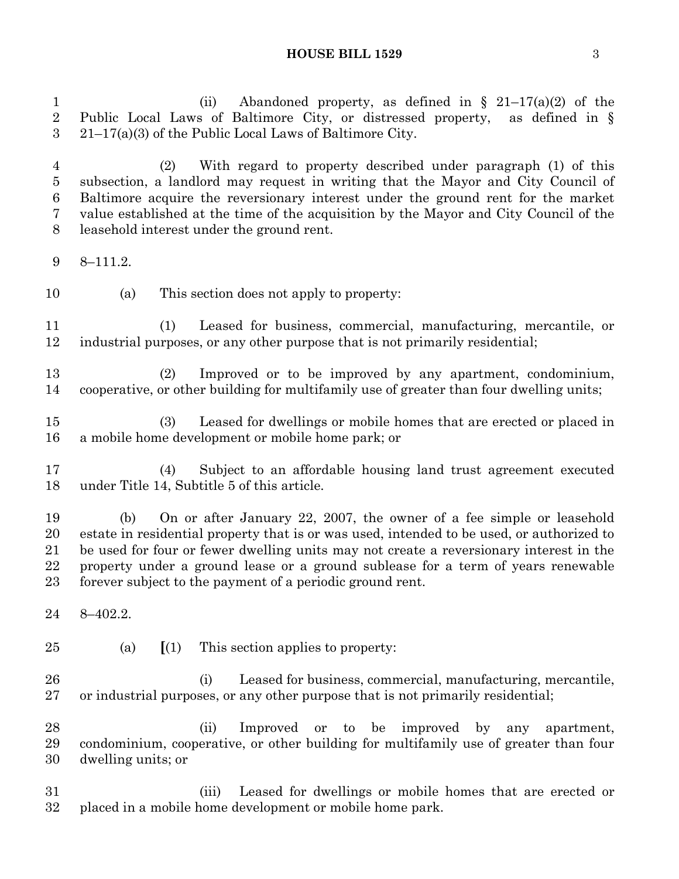(ii) Abandoned property, as defined in § 21–17(a)(2) of the Public Local Laws of Baltimore City, or distressed property, as defined in § 21–17(a)(3) of the Public Local Laws of Baltimore City.

(2) With regard to property described under paragraph (1) of this subsection, a landlord may request in writing that the Mayor and City Council of Baltimore acquire the reversionary interest under the ground rent for the market value established at the time of the acquisition by the Mayor and City Council of the leasehold interest under the ground rent.

8–111.2.

(a) This section does not apply to property:

(1) Leased for business, commercial, manufacturing, mercantile, or industrial purposes, or any other purpose that is not primarily residential;

(2) Improved or to be improved by any apartment, condominium, cooperative, or other building for multifamily use of greater than four dwelling units;

(3) Leased for dwellings or mobile homes that are erected or placed in a mobile home development or mobile home park; or

(4) Subject to an affordable housing land trust agreement executed under Title 14, Subtitle 5 of this article.

(b) On or after January 22, 2007, the owner of a fee simple or leasehold estate in residential property that is or was used, intended to be used, or authorized to be used for four or fewer dwelling units may not create a reversionary interest in the property under a ground lease or a ground sublease for a term of years renewable forever subject to the payment of a periodic ground rent.

8–402.2.

(a) [(1) This section applies to property:

(i) Leased for business, commercial, manufacturing, mercantile, or industrial purposes, or any other purpose that is not primarily residential;

(ii) Improved or to be improved by any apartment, condominium, cooperative, or other building for multifamily use of greater than four dwelling units; or

(iii) Leased for dwellings or mobile homes that are erected or placed in a mobile home development or mobile home park.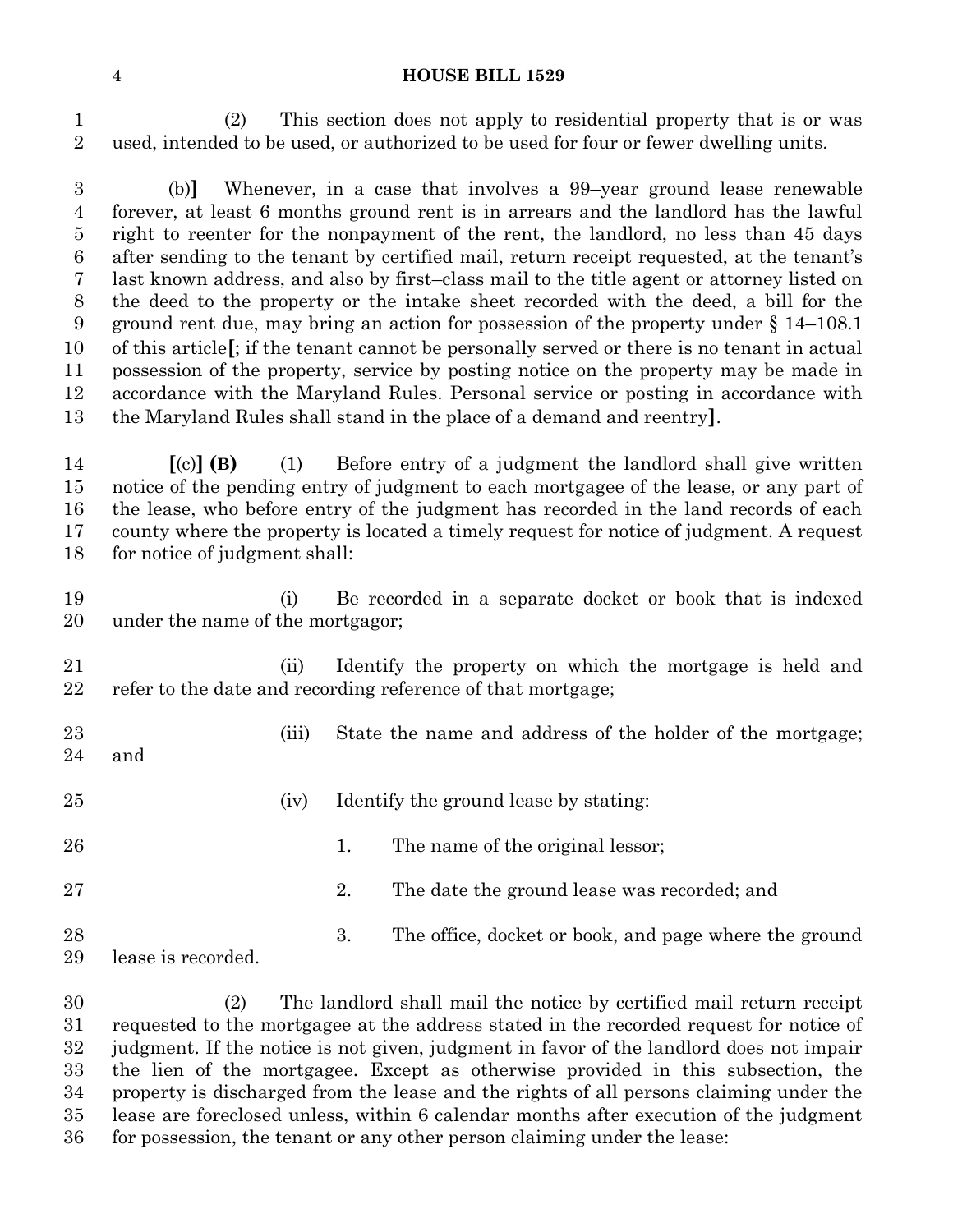(2) This section does not apply to residential property that is or was used, intended to be used, or authorized to be used for four or fewer dwelling units.

(b)] Whenever, in a case that involves a 99–year ground lease renewable forever, at least 6 months ground rent is in arrears and the landlord has the lawful right to reenter for the nonpayment of the rent, the landlord, no less than 45 days after sending to the tenant by certified mail, return receipt requested, at the tenant's last known address, and also by first–class mail to the title agent or attorney listed on the deed to the property or the intake sheet recorded with the deed, a bill for the ground rent due, may bring an action for possession of the property under § 14–108.1 of this article**[**; if the tenant cannot be personally served or there is no tenant in actual possession of the property, service by posting notice on the property may be made in accordance with the Maryland Rules. Personal service or posting in accordance with the Maryland Rules shall stand in the place of a demand and reentry**]**.

**[**(c)**] (B)** (1) Before entry of a judgment the landlord shall give written notice of the pending entry of judgment to each mortgagee of the lease, or any part of the lease, who before entry of the judgment has recorded in the land records of each county where the property is located a timely request for notice of judgment. A request for notice of judgment shall:

(i) Be recorded in a separate docket or book that is indexed under the name of the mortgagor;

(ii) Identify the property on which the mortgage is held and refer to the date and recording reference of that mortgage;

(iii) State the name and address of the holder of the mortgage; and

(iv) Identify the ground lease by stating:

1. The name of the original lessor;

2. The date the ground lease was recorded; and

3. The office, docket or book, and page where the ground lease is recorded.

(2) The landlord shall mail the notice by certified mail return receipt requested to the mortgagee at the address stated in the recorded request for notice of judgment. If the notice is not given, judgment in favor of the landlord does not impair the lien of the mortgagee. Except as otherwise provided in this subsection, the property is discharged from the lease and the rights of all persons claiming under the lease are foreclosed unless, within 6 calendar months after execution of the judgment for possession, the tenant or any other person claiming under the lease: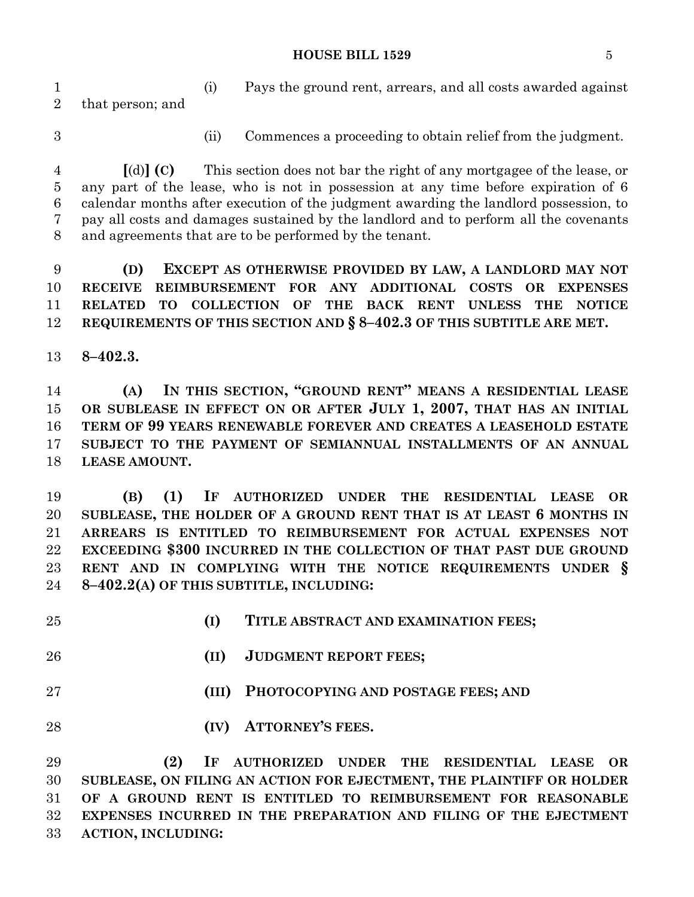(i) Pays the ground rent, arrears, and all costs awarded against that person; and

(ii) Commences a proceeding to obtain relief from the judgment.

[(d)] **(C)** This section does not bar the right of any mortgagee of the lease, or any part of the lease, who is not in possession at any time before expiration of 6 calendar months after execution of the judgment awarding the landlord possession, to pay all costs and damages sustained by the landlord and to perform all the covenants and agreements that are to be performed by the tenant.

**(D) EXCEPT AS OTHERWISE PROVIDED BY LAW, A LANDLORD MAY NOT RECEIVE REIMBURSEMENT FOR ANY ADDITIONAL COSTS OR EXPENSES RELATED TO COLLECTION OF THE BACK RENT UNLESS THE NOTICE REQUIREMENTS OF THIS SECTION AND § 8–402.3 OF THIS SUBTITLE ARE MET.**

**8–402.3.**

**(A) IN THIS SECTION, "GROUND RENT" MEANS A RESIDENTIAL LEASE OR SUBLEASE IN EFFECT ON OR AFTER JULY 1, 2007, THAT HAS AN INITIAL TERM OF 99 YEARS RENEWABLE FOREVER AND CREATES A LEASEHOLD ESTATE SUBJECT TO THE PAYMENT OF SEMIANNUAL INSTALLMENTS OF AN ANNUAL LEASE AMOUNT.**

**(B) (1) IF AUTHORIZED UNDER THE RESIDENTIAL LEASE OR SUBLEASE, THE HOLDER OF A GROUND RENT THAT IS AT LEAST 6 MONTHS IN ARREARS IS ENTITLED TO REIMBURSEMENT FOR ACTUAL EXPENSES NOT EXCEEDING $300 INCURRED IN THE COLLECTION OF THAT PAST DUE GROUND RENT AND IN COMPLYING WITH THE NOTICE REQUIREMENTS UNDER § 8–402.2(A) OF THIS SUBTITLE, INCLUDING:**

**(I) TITLE ABSTRACT AND EXAMINATION FEES;**

**(II) JUDGMENT REPORT FEES;**

**(III) PHOTOCOPYING AND POSTAGE FEES; AND**

**(IV) ATTORNEY'S FEES.**

**(2) IF AUTHORIZED UNDER THE RESIDENTIAL LEASE OR SUBLEASE, ON FILING AN ACTION FOR EJECTMENT, THE PLAINTIFF OR HOLDER OF A GROUND RENT IS ENTITLED TO REIMBURSEMENT FOR REASONABLE EXPENSES INCURRED IN THE PREPARATION AND FILING OF THE EJECTMENT ACTION, INCLUDING:**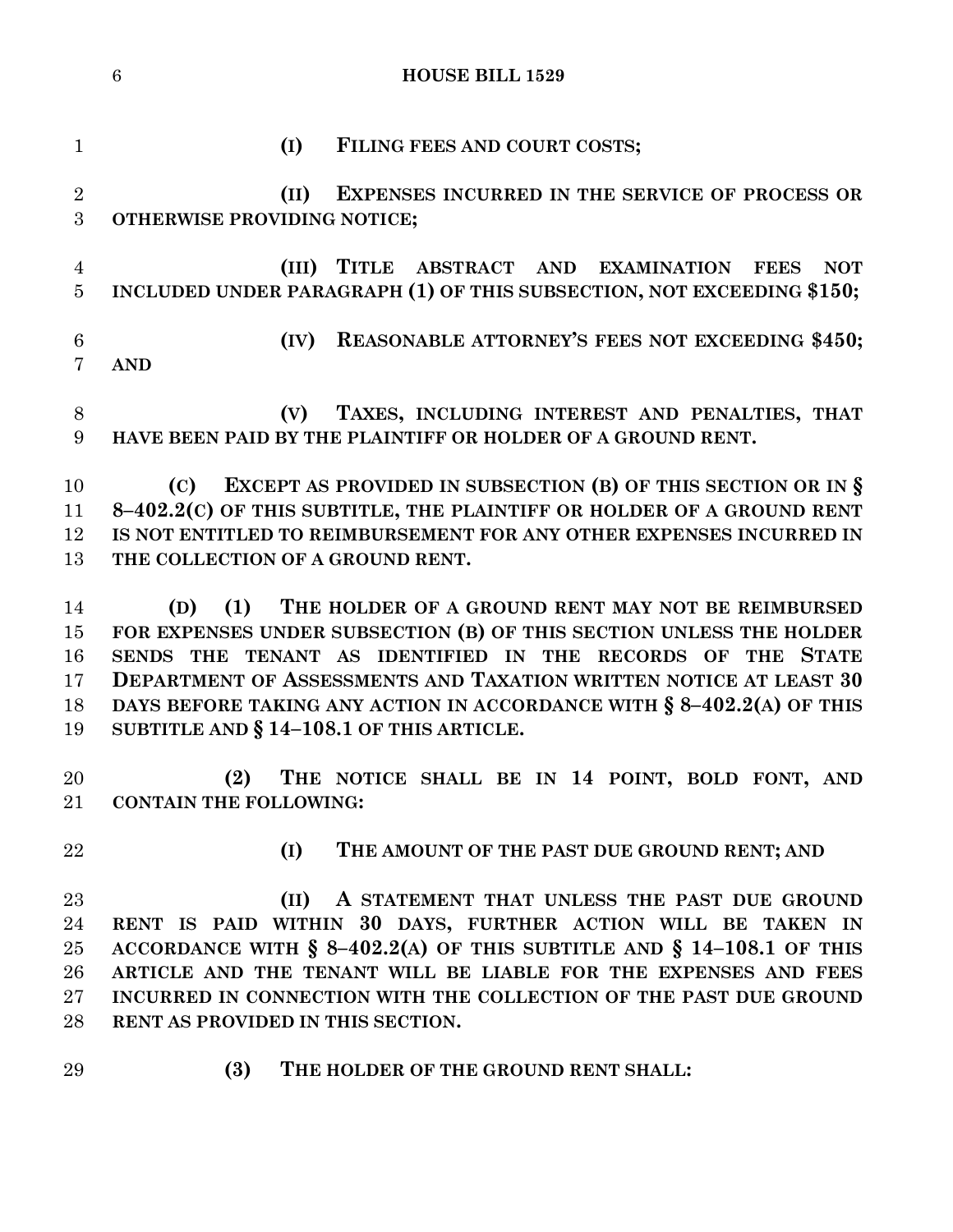**(I) FILING FEES AND COURT COSTS;**

**(II) EXPENSES INCURRED IN THE SERVICE OF PROCESS OR OTHERWISE PROVIDING NOTICE;**

**(III) TITLE ABSTRACT AND EXAMINATION FEES NOT INCLUDED UNDER PARAGRAPH (1) OF THIS SUBSECTION, NOT EXCEEDING $150;**

**(IV) REASONABLE ATTORNEY'S FEES NOT EXCEEDING $450; AND**

**(V) TAXES, INCLUDING INTEREST AND PENALTIES, THAT HAVE BEEN PAID BY THE PLAINTIFF OR HOLDER OF A GROUND RENT.**

**(C) EXCEPT AS PROVIDED IN SUBSECTION (B) OF THIS SECTION OR IN § 8–402.2(C) OF THIS SUBTITLE, THE PLAINTIFF OR HOLDER OF A GROUND RENT IS NOT ENTITLED TO REIMBURSEMENT FOR ANY OTHER EXPENSES INCURRED IN THE COLLECTION OF A GROUND RENT.**

**(D) (1) THE HOLDER OF A GROUND RENT MAY NOT BE REIMBURSED FOR EXPENSES UNDER SUBSECTION (B) OF THIS SECTION UNLESS THE HOLDER SENDS THE TENANT AS IDENTIFIED IN THE RECORDS OF THE STATE DEPARTMENT OF ASSESSMENTS AND TAXATION WRITTEN NOTICE AT LEAST 30 DAYS BEFORE TAKING ANY ACTION IN ACCORDANCE WITH § 8–402.2(A) OF THIS SUBTITLE AND § 14–108.1 OF THIS ARTICLE.**

**(2) THE NOTICE SHALL BE IN 14 POINT, BOLD FONT, AND CONTAIN THE FOLLOWING:**

**(I) THE AMOUNT OF THE PAST DUE GROUND RENT; AND**

**(II) A STATEMENT THAT UNLESS THE PAST DUE GROUND RENT IS PAID WITHIN 30 DAYS, FURTHER ACTION WILL BE TAKEN IN ACCORDANCE WITH § 8–402.2(A) OF THIS SUBTITLE AND § 14–108.1 OF THIS ARTICLE AND THE TENANT WILL BE LIABLE FOR THE EXPENSES AND FEES INCURRED IN CONNECTION WITH THE COLLECTION OF THE PAST DUE GROUND RENT AS PROVIDED IN THIS SECTION.**

**(3) THE HOLDER OF THE GROUND RENT SHALL:**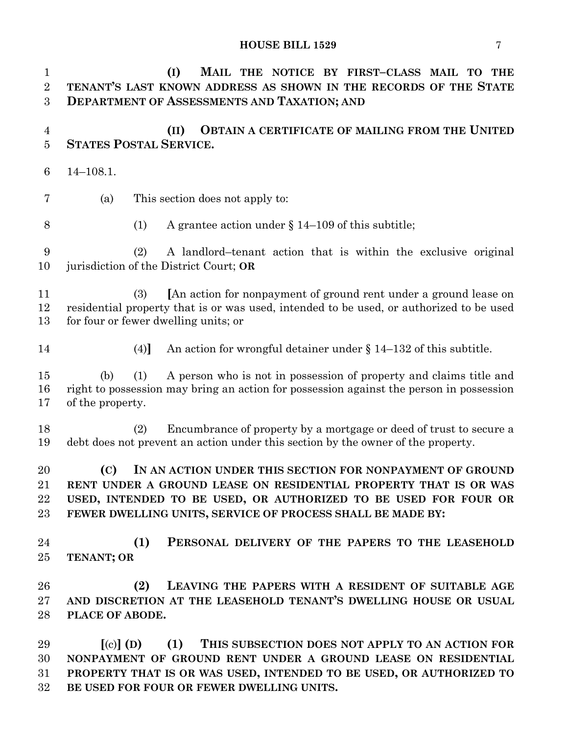**(I) MAIL THE NOTICE BY FIRST–CLASS MAIL TO THE TENANT'S LAST KNOWN ADDRESS AS SHOWN IN THE RECORDS OF THE STATE DEPARTMENT OF ASSESSMENTS AND TAXATION; AND**

**(II) OBTAIN A CERTIFICATE OF MAILING FROM THE UNITED STATES POSTAL SERVICE.**

14–108.1.

(a) This section does not apply to:

(1) A grantee action under § 14–109 of this subtitle;

(2) A landlord–tenant action that is within the exclusive original jurisdiction of the District Court; **OR**

(3) **[**An action for nonpayment of ground rent under a ground lease on residential property that is or was used, intended to be used, or authorized to be used for four or fewer dwelling units; or

(4)**]** An action for wrongful detainer under § 14–132 of this subtitle.

(b) (1) A person who is not in possession of property and claims title and right to possession may bring an action for possession against the person in possession of the property.

(2) Encumbrance of property by a mortgage or deed of trust to secure a debt does not prevent an action under this section by the owner of the property.

**(C) IN AN ACTION UNDER THIS SECTION FOR NONPAYMENT OF GROUND RENT UNDER A GROUND LEASE ON RESIDENTIAL PROPERTY THAT IS OR WAS USED, INTENDED TO BE USED, OR AUTHORIZED TO BE USED FOR FOUR OR FEWER DWELLING UNITS, SERVICE OF PROCESS SHALL BE MADE BY:**

**(1) PERSONAL DELIVERY OF THE PAPERS TO THE LEASEHOLD TENANT; OR**

**(2) LEAVING THE PAPERS WITH A RESIDENT OF SUITABLE AGE AND DISCRETION AT THE LEASEHOLD TENANT'S DWELLING HOUSE OR USUAL PLACE OF ABODE.**

**[**(c)**] (D) (1) THIS SUBSECTION DOES NOT APPLY TO AN ACTION FOR NONPAYMENT OF GROUND RENT UNDER A GROUND LEASE ON RESIDENTIAL PROPERTY THAT IS OR WAS USED, INTENDED TO BE USED, OR AUTHORIZED TO BE USED FOR FOUR OR FEWER DWELLING UNITS.**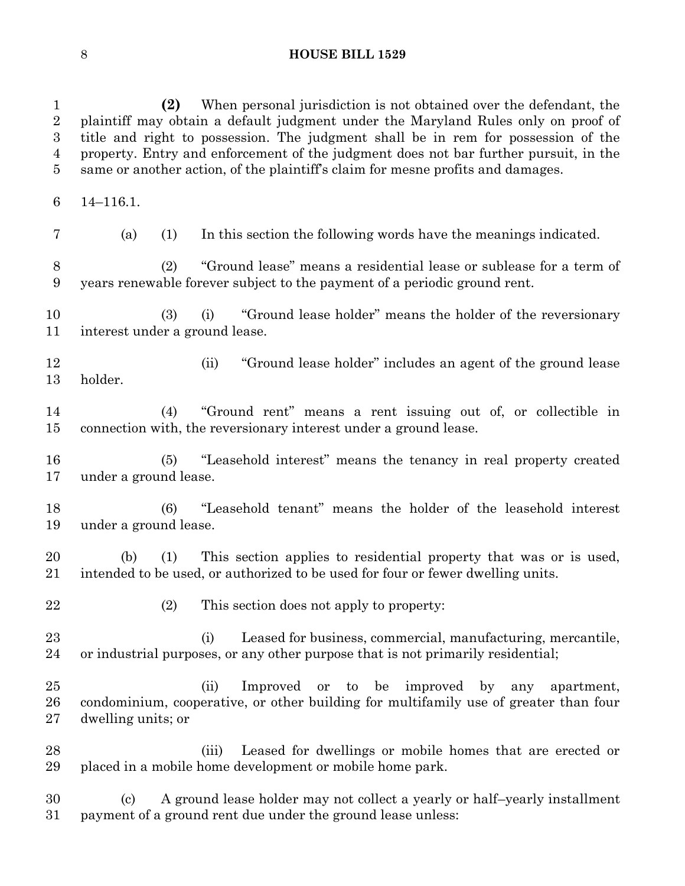**(2)** When personal jurisdiction is not obtained over the defendant, the plaintiff may obtain a default judgment under the Maryland Rules only on proof of title and right to possession. The judgment shall be in rem for possession of the property. Entry and enforcement of the judgment does not bar further pursuit, in the same or another action, of the plaintiff's claim for mesne profits and damages.

14–116.1.

(a) (1) In this section the following words have the meanings indicated.

(2) "Ground lease" means a residential lease or sublease for a term of years renewable forever subject to the payment of a periodic ground rent.

(3) (i) "Ground lease holder" means the holder of the reversionary interest under a ground lease.

(ii) "Ground lease holder" includes an agent of the ground lease holder.

(4) "Ground rent" means a rent issuing out of, or collectible in connection with, the reversionary interest under a ground lease.

(5) "Leasehold interest" means the tenancy in real property created under a ground lease.

(6) "Leasehold tenant" means the holder of the leasehold interest under a ground lease.

(b) (1) This section applies to residential property that was or is used, intended to be used, or authorized to be used for four or fewer dwelling units.

(2) This section does not apply to property:

(i) Leased for business, commercial, manufacturing, mercantile, or industrial purposes, or any other purpose that is not primarily residential;

(ii) Improved or to be improved by any apartment, condominium, cooperative, or other building for multifamily use of greater than four dwelling units; or

(iii) Leased for dwellings or mobile homes that are erected or placed in a mobile home development or mobile home park.

(c) A ground lease holder may not collect a yearly or half–yearly installment payment of a ground rent due under the ground lease unless: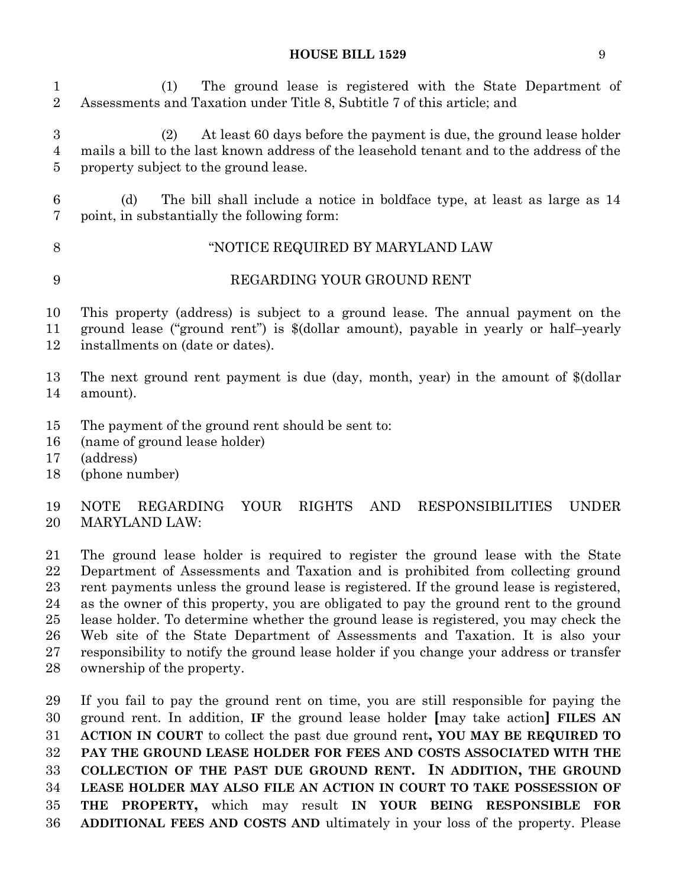(1) The ground lease is registered with the State Department of Assessments and Taxation under Title 8, Subtitle 7 of this article; and

(2) At least 60 days before the payment is due, the ground lease holder mails a bill to the last known address of the leasehold tenant and to the address of the property subject to the ground lease.

(d) The bill shall include a notice in boldface type, at least as large as 14 point, in substantially the following form:

"NOTICE REQUIRED BY MARYLAND LAW

REGARDING YOUR GROUND RENT

This property (address) is subject to a ground lease. The annual payment on the ground lease ("ground rent") is $(dollar amount), payable in yearly or half–yearly installments on (date or dates).

The next ground rent payment is due (day, month, year) in the amount of $(dollar amount).

The payment of the ground rent should be sent to:
(name of ground lease holder)
(address)
(phone number)

NOTE REGARDING YOUR RIGHTS AND RESPONSIBILITIES UNDER MARYLAND LAW:

The ground lease holder is required to register the ground lease with the State Department of Assessments and Taxation and is prohibited from collecting ground rent payments unless the ground lease is registered. If the ground lease is registered, as the owner of this property, you are obligated to pay the ground rent to the ground lease holder. To determine whether the ground lease is registered, you may check the Web site of the State Department of Assessments and Taxation. It is also your responsibility to notify the ground lease holder if you change your address or transfer ownership of the property.

If you fail to pay the ground rent on time, you are still responsible for paying the ground rent. In addition, **IF** the ground lease holder [may take action] **FILES AN ACTION IN COURT** to collect the past due ground rent**, YOU MAY BE REQUIRED TO PAY THE GROUND LEASE HOLDER FOR FEES AND COSTS ASSOCIATED WITH THE COLLECTION OF THE PAST DUE GROUND RENT. IN ADDITION, THE GROUND LEASE HOLDER MAY ALSO FILE AN ACTION IN COURT TO TAKE POSSESSION OF THE PROPERTY,** which may result **IN YOUR BEING RESPONSIBLE FOR ADDITIONAL FEES AND COSTS AND** ultimately in your loss of the property. Please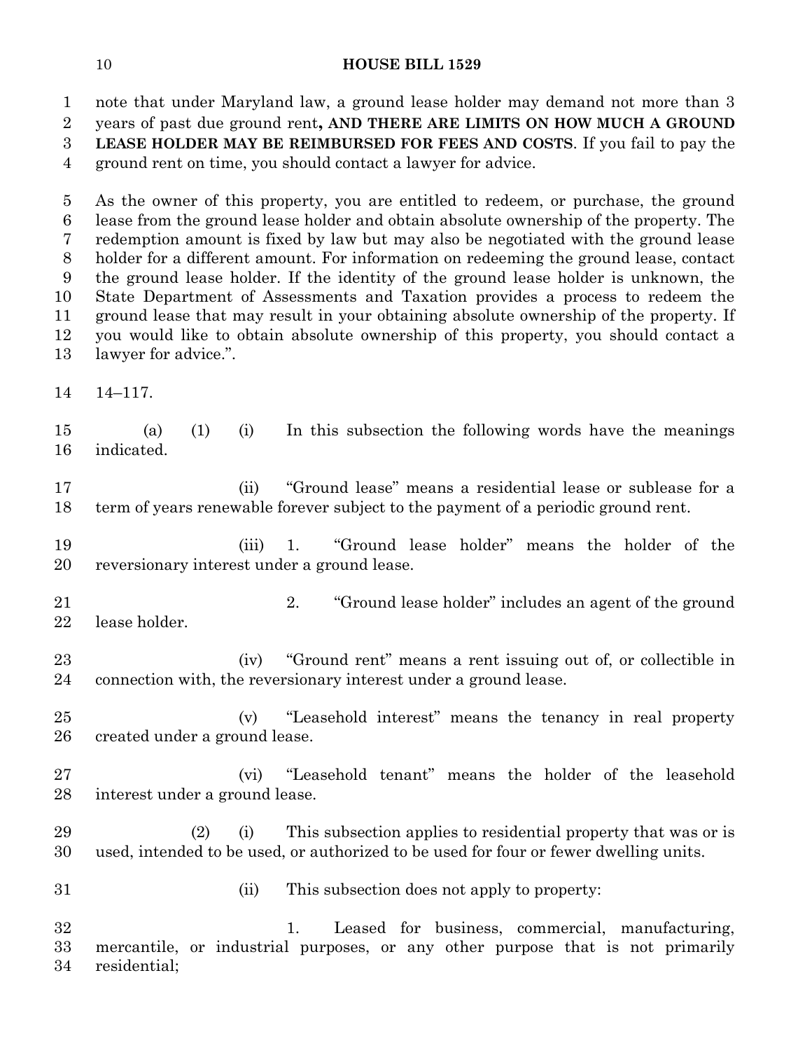note that under Maryland law, a ground lease holder may demand not more than 3 years of past due ground rent**, AND THERE ARE LIMITS ON HOW MUCH A GROUND LEASE HOLDER MAY BE REIMBURSED FOR FEES AND COSTS**. If you fail to pay the ground rent on time, you should contact a lawyer for advice.

As the owner of this property, you are entitled to redeem, or purchase, the ground lease from the ground lease holder and obtain absolute ownership of the property. The redemption amount is fixed by law but may also be negotiated with the ground lease holder for a different amount. For information on redeeming the ground lease, contact the ground lease holder. If the identity of the ground lease holder is unknown, the State Department of Assessments and Taxation provides a process to redeem the ground lease that may result in your obtaining absolute ownership of the property. If you would like to obtain absolute ownership of this property, you should contact a lawyer for advice.".

14–117.

(a) (1) (i) In this subsection the following words have the meanings indicated.

(ii) "Ground lease" means a residential lease or sublease for a term of years renewable forever subject to the payment of a periodic ground rent.

(iii) 1. "Ground lease holder" means the holder of the reversionary interest under a ground lease.

2. "Ground lease holder" includes an agent of the ground lease holder.

(iv) "Ground rent" means a rent issuing out of, or collectible in connection with, the reversionary interest under a ground lease.

(v) "Leasehold interest" means the tenancy in real property created under a ground lease.

(vi) "Leasehold tenant" means the holder of the leasehold interest under a ground lease.

(2) (i) This subsection applies to residential property that was or is used, intended to be used, or authorized to be used for four or fewer dwelling units.

(ii) This subsection does not apply to property:

1. Leased for business, commercial, manufacturing, mercantile, or industrial purposes, or any other purpose that is not primarily residential;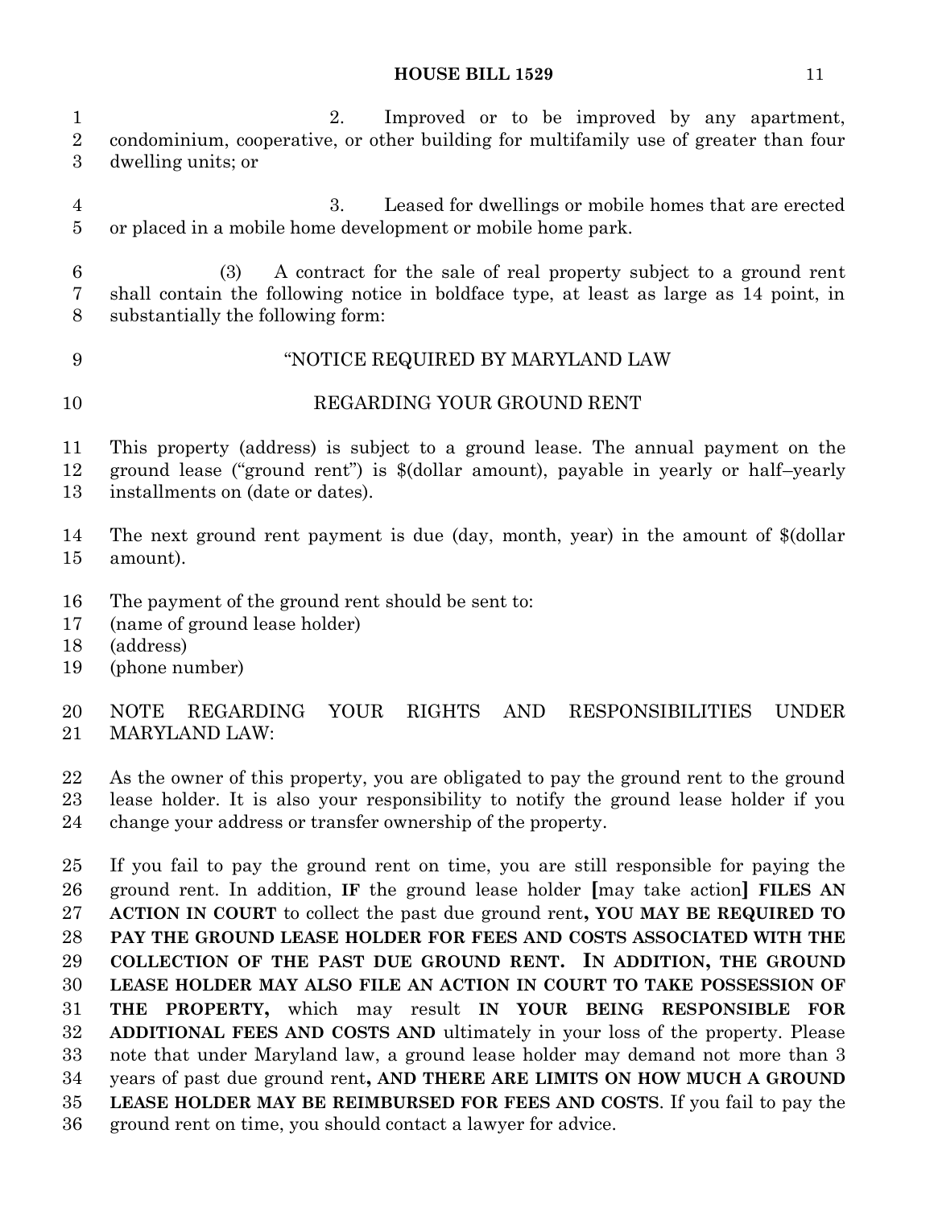2. Improved or to be improved by any apartment, condominium, cooperative, or other building for multifamily use of greater than four dwelling units; or

3. Leased for dwellings or mobile homes that are erected or placed in a mobile home development or mobile home park.

(3) A contract for the sale of real property subject to a ground rent shall contain the following notice in boldface type, at least as large as 14 point, in substantially the following form:

"NOTICE REQUIRED BY MARYLAND LAW

REGARDING YOUR GROUND RENT

This property (address) is subject to a ground lease. The annual payment on the ground lease ("ground rent") is $(dollar amount), payable in yearly or half–yearly installments on (date or dates).

The next ground rent payment is due (day, month, year) in the amount of $(dollar amount).

The payment of the ground rent should be sent to:
(name of ground lease holder)
(address)
(phone number)

NOTE REGARDING YOUR RIGHTS AND RESPONSIBILITIES UNDER MARYLAND LAW:

As the owner of this property, you are obligated to pay the ground rent to the ground lease holder. It is also your responsibility to notify the ground lease holder if you change your address or transfer ownership of the property.

If you fail to pay the ground rent on time, you are still responsible for paying the ground rent. In addition, **IF** the ground lease holder **[**may take action**]** **FILES AN ACTION IN COURT** to collect the past due ground rent**, YOU MAY BE REQUIRED TO PAY THE GROUND LEASE HOLDER FOR FEES AND COSTS ASSOCIATED WITH THE COLLECTION OF THE PAST DUE GROUND RENT. IN ADDITION, THE GROUND LEASE HOLDER MAY ALSO FILE AN ACTION IN COURT TO TAKE POSSESSION OF THE PROPERTY,** which may result **IN YOUR BEING RESPONSIBLE FOR ADDITIONAL FEES AND COSTS AND** ultimately in your loss of the property. Please note that under Maryland law, a ground lease holder may demand not more than 3 years of past due ground rent**, AND THERE ARE LIMITS ON HOW MUCH A GROUND LEASE HOLDER MAY BE REIMBURSED FOR FEES AND COSTS**. If you fail to pay the ground rent on time, you should contact a lawyer for advice.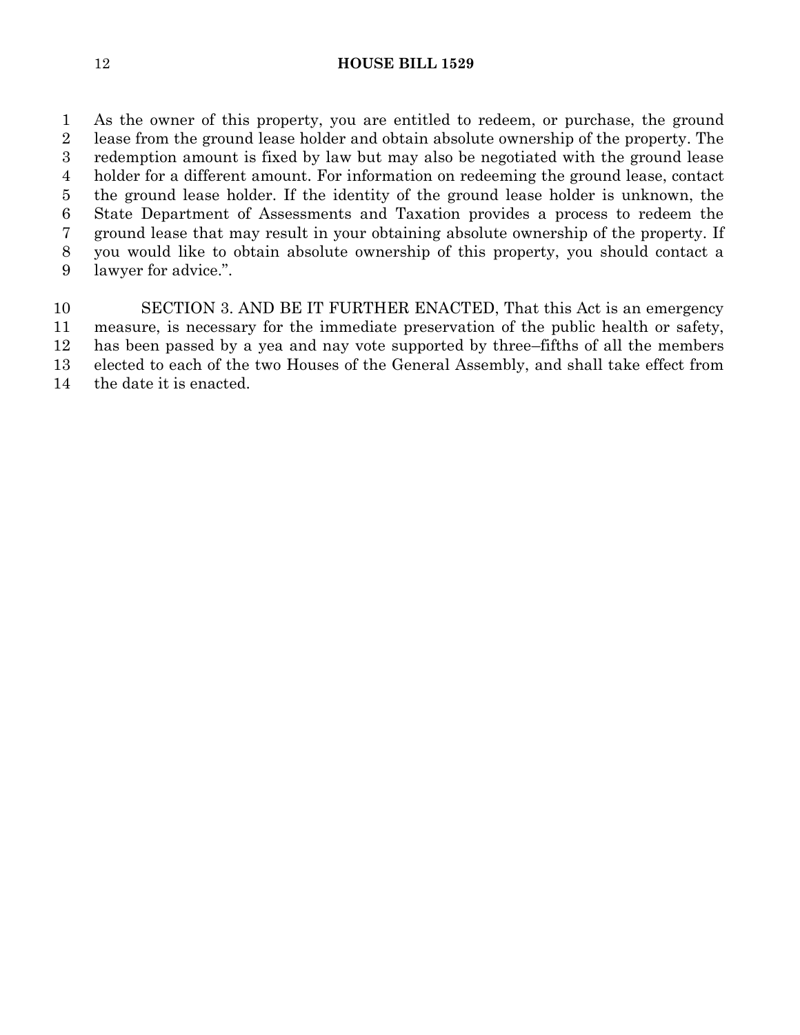As the owner of this property, you are entitled to redeem, or purchase, the ground lease from the ground lease holder and obtain absolute ownership of the property. The redemption amount is fixed by law but may also be negotiated with the ground lease holder for a different amount. For information on redeeming the ground lease, contact the ground lease holder. If the identity of the ground lease holder is unknown, the State Department of Assessments and Taxation provides a process to redeem the ground lease that may result in your obtaining absolute ownership of the property. If you would like to obtain absolute ownership of this property, you should contact a lawyer for advice.".

SECTION 3. AND BE IT FURTHER ENACTED, That this Act is an emergency measure, is necessary for the immediate preservation of the public health or safety, has been passed by a yea and nay vote supported by three–fifths of all the members elected to each of the two Houses of the General Assembly, and shall take effect from the date it is enacted.